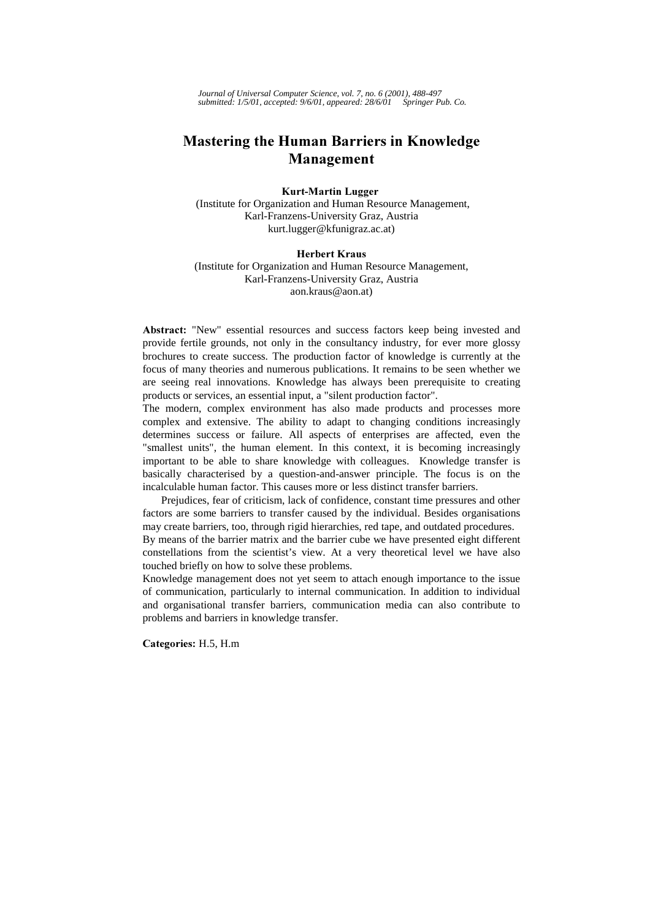# Mastering the Human Barriers in Knowledge Management

**Kurt-Martin Lugger**
(Institute for Organization and Human Resource Management,
Karl-Franzens-University Graz, Austria
kurt.lugger@kfunigraz.ac.at)

**Herbert Kraus**
(Institute for Organization and Human Resource Management,
Karl-Franzens-University Graz, Austria
aon.kraus@aon.at)

**Abstract:** "New" essential resources and success factors keep being invested and provide fertile grounds, not only in the consultancy industry, for ever more glossy brochures to create success. The production factor of knowledge is currently at the focus of many theories and numerous publications. It remains to be seen whether we are seeing real innovations. Knowledge has always been prerequisite to creating products or services, an essential input, a "silent production factor".

The modern, complex environment has also made products and processes more complex and extensive. The ability to adapt to changing conditions increasingly determines success or failure. All aspects of enterprises are affected, even the "smallest units", the human element. In this context, it is becoming increasingly important to be able to share knowledge with colleagues. Knowledge transfer is basically characterised by a question-and-answer principle. The focus is on the incalculable human factor. This causes more or less distinct transfer barriers.

Prejudices, fear of criticism, lack of confidence, constant time pressures and other factors are some barriers to transfer caused by the individual. Besides organisations may create barriers, too, through rigid hierarchies, red tape, and outdated procedures.

By means of the barrier matrix and the barrier cube we have presented eight different constellations from the scientist's view. At a very theoretical level we have also touched briefly on how to solve these problems.

Knowledge management does not yet seem to attach enough importance to the issue of communication, particularly to internal communication. In addition to individual and organisational transfer barriers, communication media can also contribute to problems and barriers in knowledge transfer.

**Categories:** H.5, H.m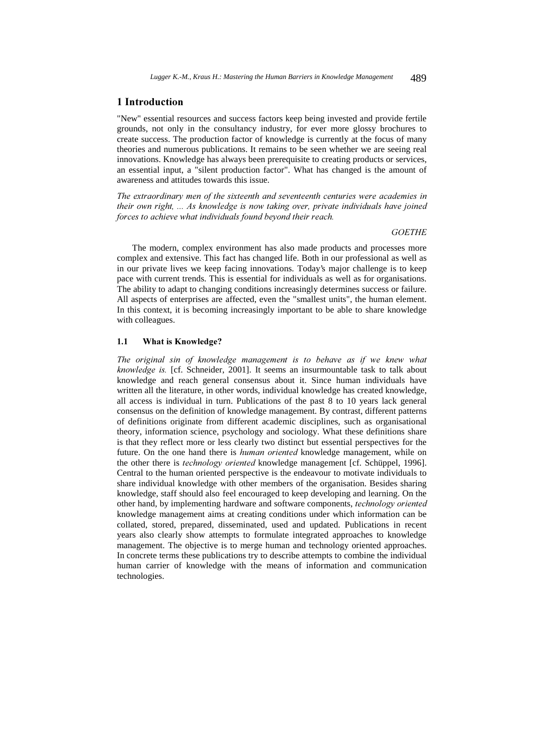# 1 Introduction

"New" essential resources and success factors keep being invested and provide fertile grounds, not only in the consultancy industry, for ever more glossy brochures to create success. The production factor of knowledge is currently at the focus of many theories and numerous publications. It remains to be seen whether we are seeing real innovations. Knowledge has always been prerequisite to creating products or services, an essential input, a "silent production factor". What has changed is the amount of awareness and attitudes towards this issue.

*The extraordinary men of the sixteenth and seventeenth centuries were academies in their own right, ... As knowledge is now taking over, private individuals have joined forces to achieve what individuals found beyond their reach.*

*GOETHE*

The modern, complex environment has also made products and processes more complex and extensive. This fact has changed life. Both in our professional as well as in our private lives we keep facing innovations. Today's major challenge is to keep pace with current trends. This is essential for individuals as well as for organisations. The ability to adapt to changing conditions increasingly determines success or failure. All aspects of enterprises are affected, even the "smallest units", the human element. In this context, it is becoming increasingly important to be able to share knowledge with colleagues.

## 1.1 What is Knowledge?

*The original sin of knowledge management is to behave as if we knew what knowledge is.* [cf. Schneider, 2001]. It seems an insurmountable task to talk about knowledge and reach general consensus about it. Since human individuals have written all the literature, in other words, individual knowledge has created knowledge, all access is individual in turn. Publications of the past 8 to 10 years lack general consensus on the definition of knowledge management. By contrast, different patterns of definitions originate from different academic disciplines, such as organisational theory, information science, psychology and sociology. What these definitions share is that they reflect more or less clearly two distinct but essential perspectives for the future. On the one hand there is *human oriented* knowledge management, while on the other there is *technology oriented* knowledge management [cf. Schüppel, 1996]. Central to the human oriented perspective is the endeavour to motivate individuals to share individual knowledge with other members of the organisation. Besides sharing knowledge, staff should also feel encouraged to keep developing and learning. On the other hand, by implementing hardware and software components, *technology oriented* knowledge management aims at creating conditions under which information can be collated, stored, prepared, disseminated, used and updated. Publications in recent years also clearly show attempts to formulate integrated approaches to knowledge management. The objective is to merge human and technology oriented approaches. In concrete terms these publications try to describe attempts to combine the individual human carrier of knowledge with the means of information and communication technologies.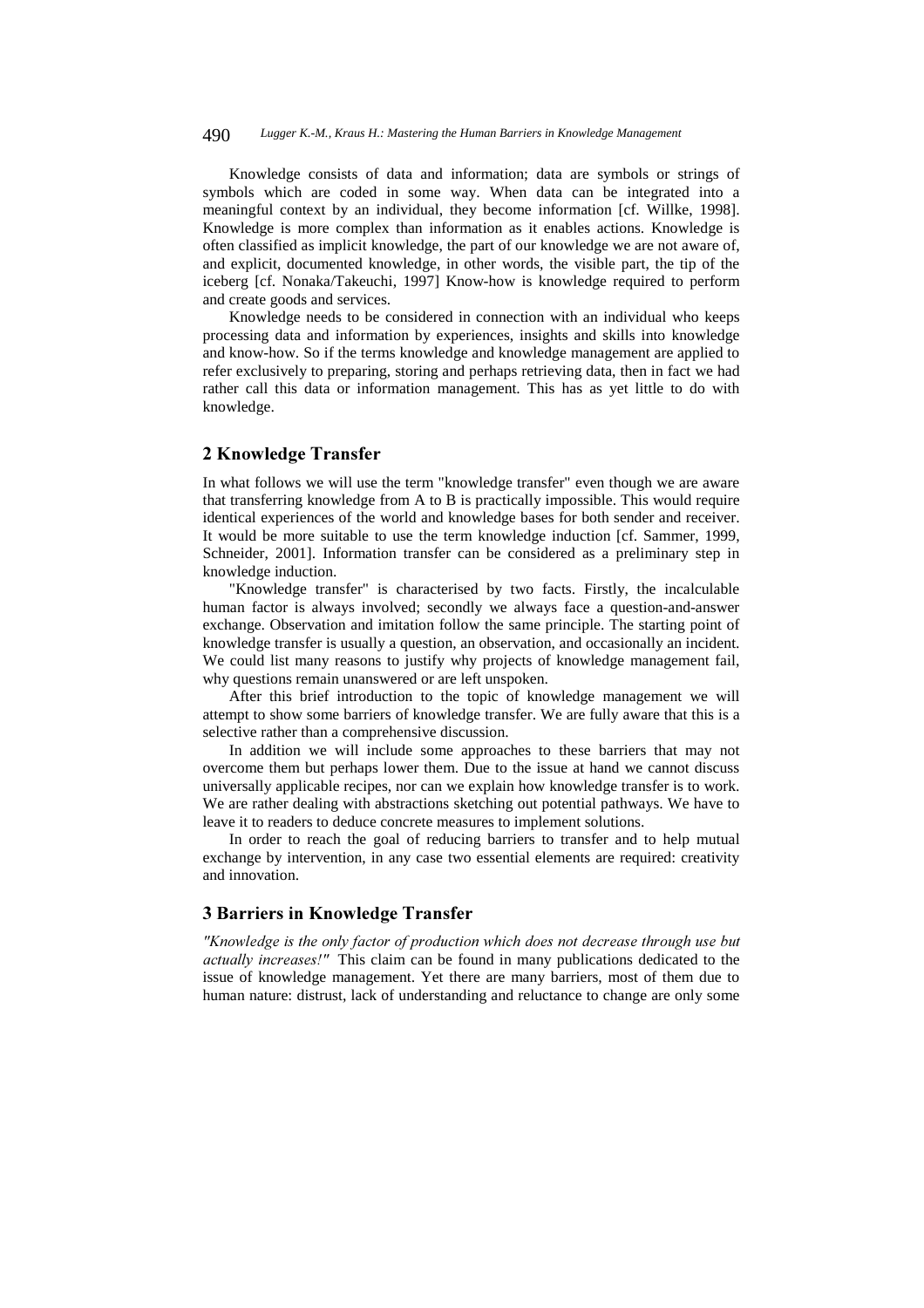Knowledge consists of data and information; data are symbols or strings of symbols which are coded in some way. When data can be integrated into a meaningful context by an individual, they become information [cf. Willke, 1998]. Knowledge is more complex than information as it enables actions. Knowledge is often classified as implicit knowledge, the part of our knowledge we are not aware of, and explicit, documented knowledge, in other words, the visible part, the tip of the iceberg [cf. Nonaka/Takeuchi, 1997] Know-how is knowledge required to perform and create goods and services.

Knowledge needs to be considered in connection with an individual who keeps processing data and information by experiences, insights and skills into knowledge and know-how. So if the terms knowledge and knowledge management are applied to refer exclusively to preparing, storing and perhaps retrieving data, then in fact we had rather call this data or information management. This has as yet little to do with knowledge.

## 2 Knowledge Transfer

In what follows we will use the term "knowledge transfer" even though we are aware that transferring knowledge from A to B is practically impossible. This would require identical experiences of the world and knowledge bases for both sender and receiver. It would be more suitable to use the term knowledge induction [cf. Sammer, 1999, Schneider, 2001]. Information transfer can be considered as a preliminary step in knowledge induction.

"Knowledge transfer" is characterised by two facts. Firstly, the incalculable human factor is always involved; secondly we always face a question-and-answer exchange. Observation and imitation follow the same principle. The starting point of knowledge transfer is usually a question, an observation, and occasionally an incident. We could list many reasons to justify why projects of knowledge management fail, why questions remain unanswered or are left unspoken.

After this brief introduction to the topic of knowledge management we will attempt to show some barriers of knowledge transfer. We are fully aware that this is a selective rather than a comprehensive discussion.

In addition we will include some approaches to these barriers that may not overcome them but perhaps lower them. Due to the issue at hand we cannot discuss universally applicable recipes, nor can we explain how knowledge transfer is to work. We are rather dealing with abstractions sketching out potential pathways. We have to leave it to readers to deduce concrete measures to implement solutions.

In order to reach the goal of reducing barriers to transfer and to help mutual exchange by intervention, in any case two essential elements are required: creativity and innovation.

## 3 Barriers in Knowledge Transfer

*"Knowledge is the only factor of production which does not decrease through use but actually increases!"* This claim can be found in many publications dedicated to the issue of knowledge management. Yet there are many barriers, most of them due to human nature: distrust, lack of understanding and reluctance to change are only some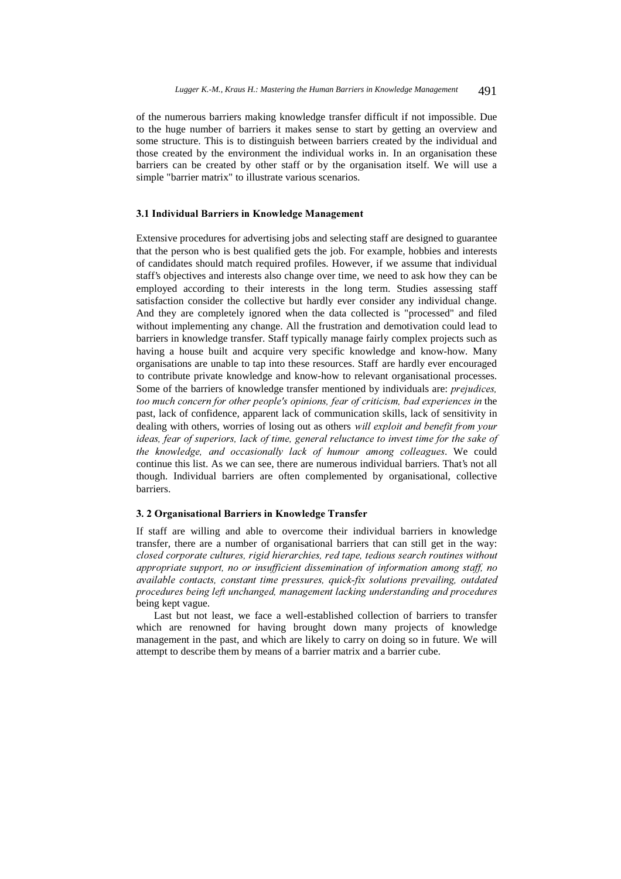of the numerous barriers making knowledge transfer difficult if not impossible. Due to the huge number of barriers it makes sense to start by getting an overview and some structure. This is to distinguish between barriers created by the individual and those created by the environment the individual works in. In an organisation these barriers can be created by other staff or by the organisation itself. We will use a simple "barrier matrix" to illustrate various scenarios.

### 3.1 Individual Barriers in Knowledge Management

Extensive procedures for advertising jobs and selecting staff are designed to guarantee that the person who is best qualified gets the job. For example, hobbies and interests of candidates should match required profiles. However, if we assume that individual staff's objectives and interests also change over time, we need to ask how they can be employed according to their interests in the long term. Studies assessing staff satisfaction consider the collective but hardly ever consider any individual change. And they are completely ignored when the data collected is "processed" and filed without implementing any change. All the frustration and demotivation could lead to barriers in knowledge transfer. Staff typically manage fairly complex projects such as having a house built and acquire very specific knowledge and know-how. Many organisations are unable to tap into these resources. Staff are hardly ever encouraged to contribute private knowledge and know-how to relevant organisational processes. Some of the barriers of knowledge transfer mentioned by individuals are: *prejudices, too much concern for other people's opinions, fear of criticism, bad experiences in* the past, lack of confidence, apparent lack of communication skills, lack of sensitivity in dealing with others, worries of losing out as others *will exploit and benefit from your ideas, fear of superiors, lack of time, general reluctance to invest time for the sake of the knowledge, and occasionally lack of humour among colleagues*. We could continue this list. As we can see, there are numerous individual barriers. That's not all though. Individual barriers are often complemented by organisational, collective barriers.

### 3. 2 Organisational Barriers in Knowledge Transfer

If staff are willing and able to overcome their individual barriers in knowledge transfer, there are a number of organisational barriers that can still get in the way: *closed corporate cultures, rigid hierarchies, red tape, tedious search routines without appropriate support, no or insufficient dissemination of information among staff, no available contacts, constant time pressures, quick-fix solutions prevailing, outdated procedures being left unchanged, management lacking understanding and procedures* being kept vague.

Last but not least, we face a well-established collection of barriers to transfer which are renowned for having brought down many projects of knowledge management in the past, and which are likely to carry on doing so in future. We will attempt to describe them by means of a barrier matrix and a barrier cube.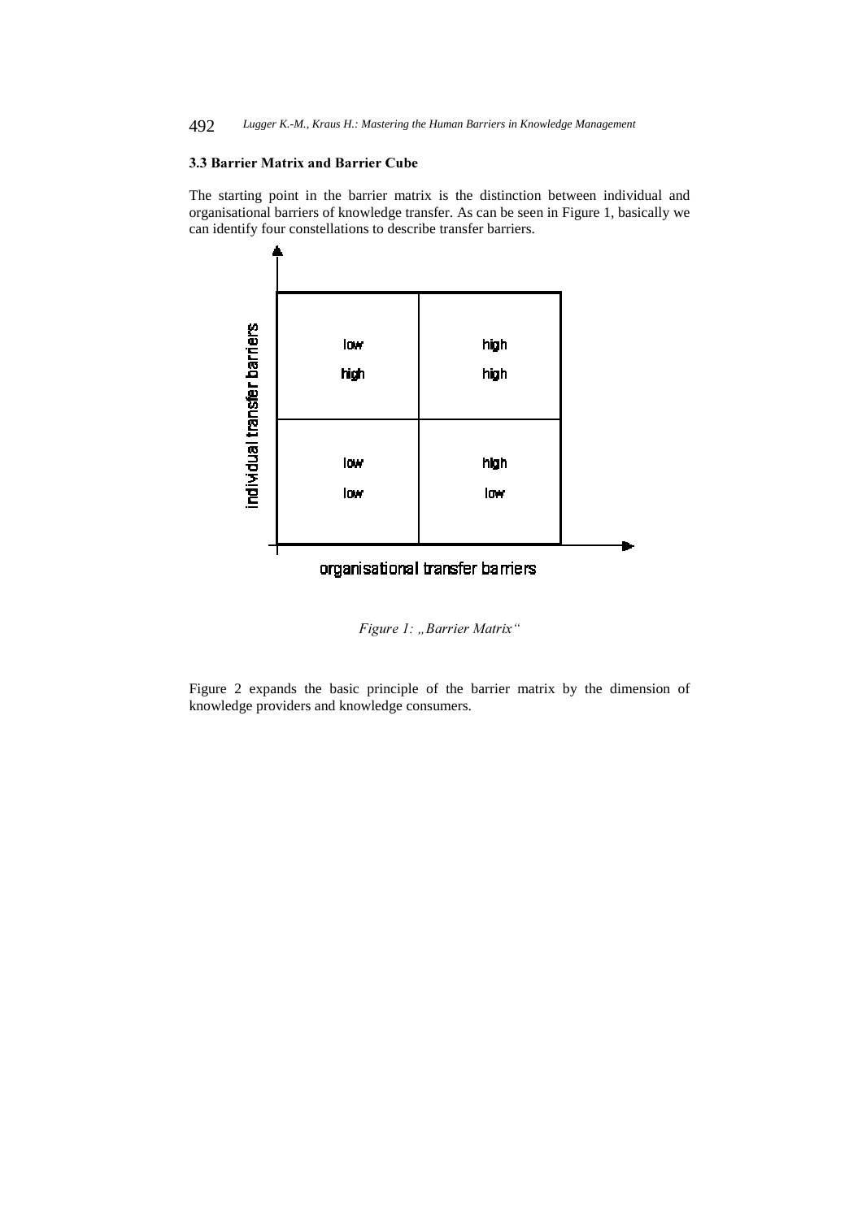### 3.3 Barrier Matrix and Barrier Cube

The starting point in the barrier matrix is the distinction between individual and organisational barriers of knowledge transfer. As can be seen in Figure 1, basically we can identify four constellations to describe transfer barriers.

| individual transfer barriers | | |
|---|---|---|
| | low<br>high | high<br>high |
| | low<br>low | high<br>low |
| | organisational transfer barriers | |

*Figure 1: „Barrier Matrix"*

Figure 2 expands the basic principle of the barrier matrix by the dimension of knowledge providers and knowledge consumers.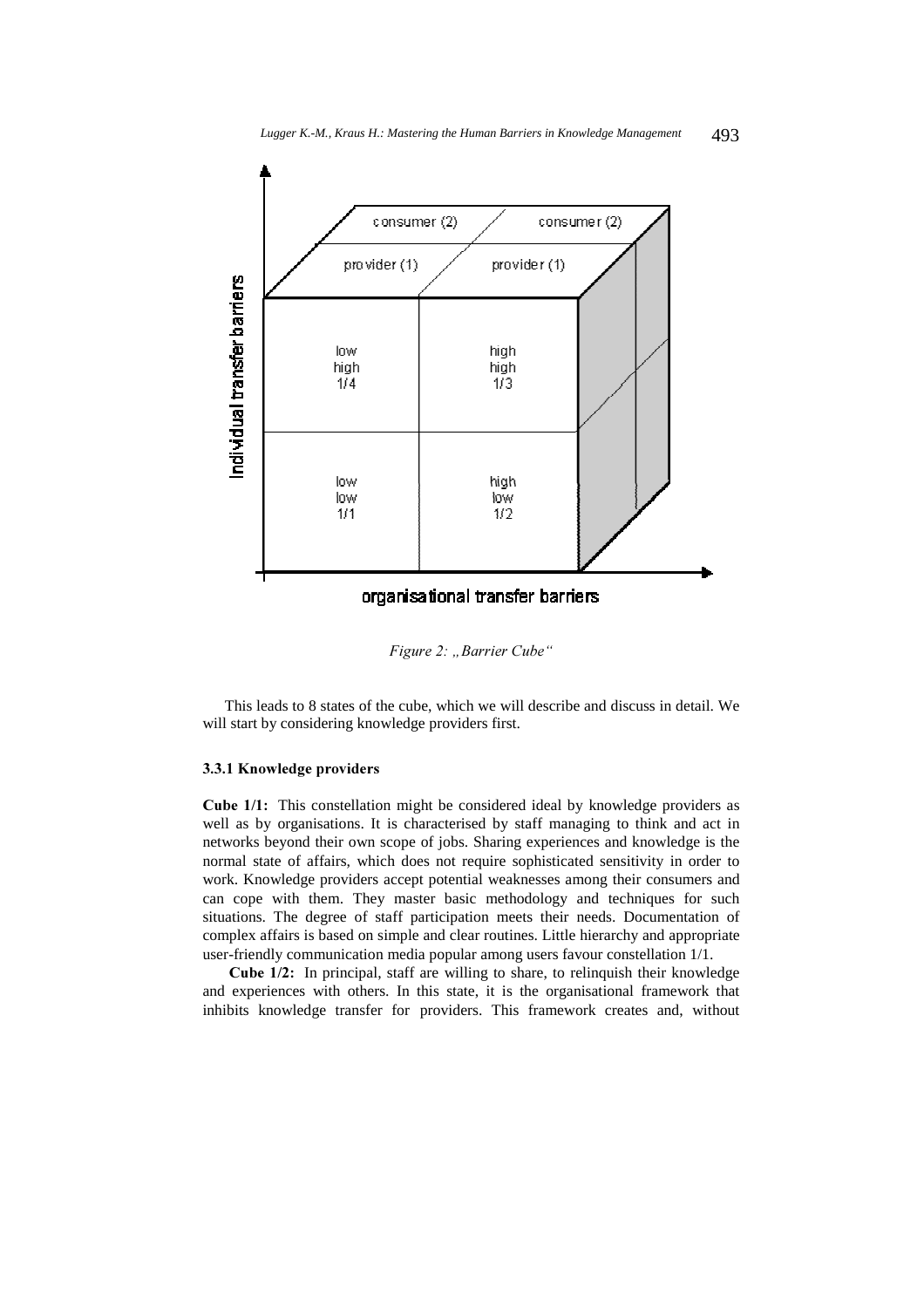Figure 2: „Barrier Cube“

This leads to 8 states of the cube, which we will describe and discuss in detail. We will start by considering knowledge providers first.

### 3.3.1 Knowledge providers

**Cube 1/1:** This constellation might be considered ideal by knowledge providers as well as by organisations. It is characterised by staff managing to think and act in networks beyond their own scope of jobs. Sharing experiences and knowledge is the normal state of affairs, which does not require sophisticated sensitivity in order to work. Knowledge providers accept potential weaknesses among their consumers and can cope with them. They master basic methodology and techniques for such situations. The degree of staff participation meets their needs. Documentation of complex affairs is based on simple and clear routines. Little hierarchy and appropriate user-friendly communication media popular among users favour constellation 1/1.

**Cube 1/2:** In principal, staff are willing to share, to relinquish their knowledge and experiences with others. In this state, it is the organisational framework that inhibits knowledge transfer for providers. This framework creates and, without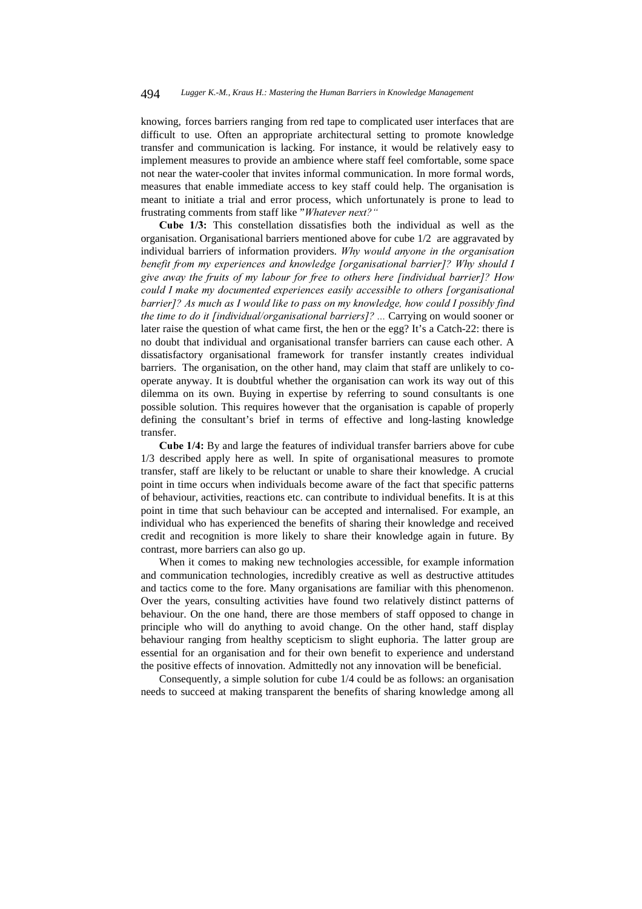knowing, forces barriers ranging from red tape to complicated user interfaces that are difficult to use. Often an appropriate architectural setting to promote knowledge transfer and communication is lacking. For instance, it would be relatively easy to implement measures to provide an ambience where staff feel comfortable, some space not near the water-cooler that invites informal communication. In more formal words, measures that enable immediate access to key staff could help. The organisation is meant to initiate a trial and error process, which unfortunately is prone to lead to frustrating comments from staff like "*Whatever next?"*

**Cube 1/3:** This constellation dissatisfies both the individual as well as the organisation. Organisational barriers mentioned above for cube 1/2 are aggravated by individual barriers of information providers. *Why would anyone in the organisation benefit from my experiences and knowledge [organisational barrier]? Why should I give away the fruits of my labour for free to others here [individual barrier]? How could I make my documented experiences easily accessible to others [organisational barrier]? As much as I would like to pass on my knowledge, how could I possibly find the time to do it [individual/organisational barriers]? ...* Carrying on would sooner or later raise the question of what came first, the hen or the egg? It's a Catch-22: there is no doubt that individual and organisational transfer barriers can cause each other. A dissatisfactory organisational framework for transfer instantly creates individual barriers. The organisation, on the other hand, may claim that staff are unlikely to co-operate anyway. It is doubtful whether the organisation can work its way out of this dilemma on its own. Buying in expertise by referring to sound consultants is one possible solution. This requires however that the organisation is capable of properly defining the consultant's brief in terms of effective and long-lasting knowledge transfer.

**Cube 1/4:** By and large the features of individual transfer barriers above for cube 1/3 described apply here as well. In spite of organisational measures to promote transfer, staff are likely to be reluctant or unable to share their knowledge. A crucial point in time occurs when individuals become aware of the fact that specific patterns of behaviour, activities, reactions etc. can contribute to individual benefits. It is at this point in time that such behaviour can be accepted and internalised. For example, an individual who has experienced the benefits of sharing their knowledge and received credit and recognition is more likely to share their knowledge again in future. By contrast, more barriers can also go up.

When it comes to making new technologies accessible, for example information and communication technologies, incredibly creative as well as destructive attitudes and tactics come to the fore. Many organisations are familiar with this phenomenon. Over the years, consulting activities have found two relatively distinct patterns of behaviour. On the one hand, there are those members of staff opposed to change in principle who will do anything to avoid change. On the other hand, staff display behaviour ranging from healthy scepticism to slight euphoria. The latter group are essential for an organisation and for their own benefit to experience and understand the positive effects of innovation. Admittedly not any innovation will be beneficial.

Consequently, a simple solution for cube 1/4 could be as follows: an organisation needs to succeed at making transparent the benefits of sharing knowledge among all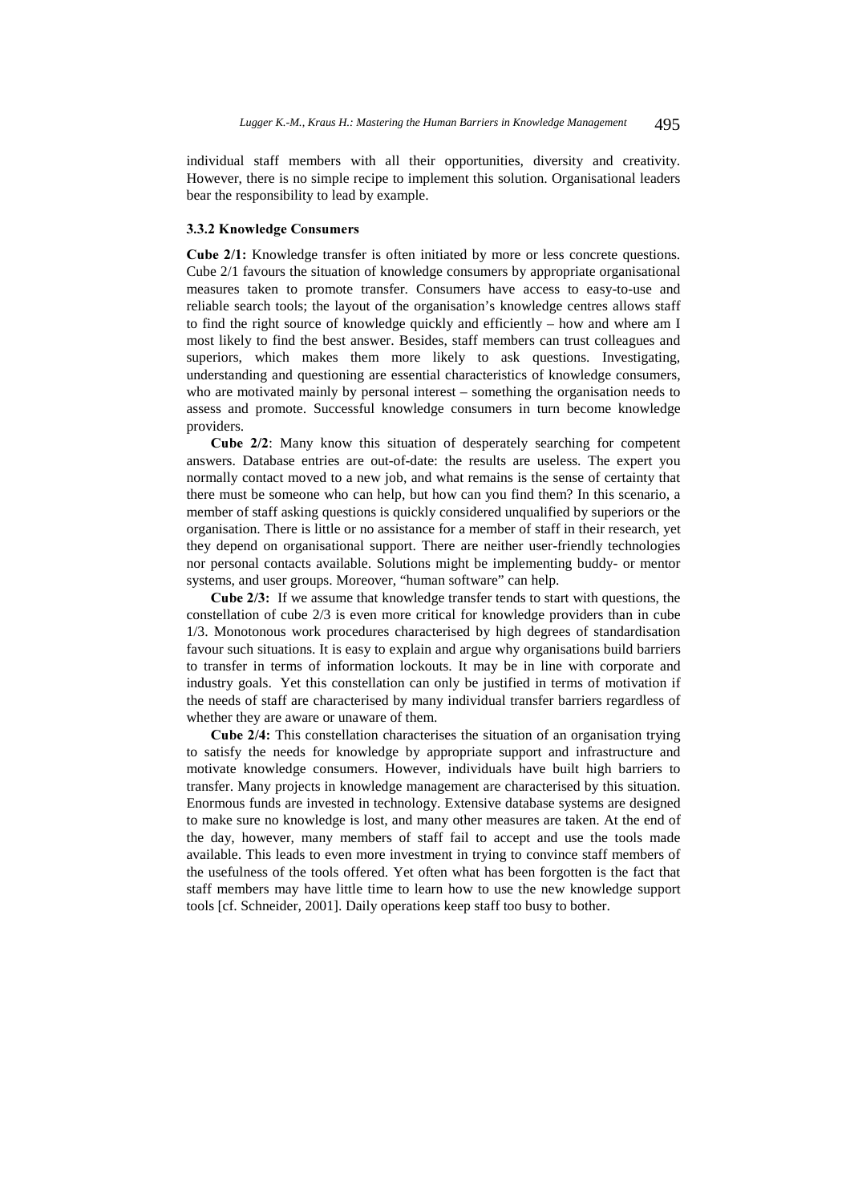individual staff members with all their opportunities, diversity and creativity. However, there is no simple recipe to implement this solution. Organisational leaders bear the responsibility to lead by example.

### 3.3.2 Knowledge Consumers

**Cube 2/1:** Knowledge transfer is often initiated by more or less concrete questions. Cube 2/1 favours the situation of knowledge consumers by appropriate organisational measures taken to promote transfer. Consumers have access to easy-to-use and reliable search tools; the layout of the organisation's knowledge centres allows staff to find the right source of knowledge quickly and efficiently – how and where am I most likely to find the best answer. Besides, staff members can trust colleagues and superiors, which makes them more likely to ask questions. Investigating, understanding and questioning are essential characteristics of knowledge consumers, who are motivated mainly by personal interest – something the organisation needs to assess and promote. Successful knowledge consumers in turn become knowledge providers.

**Cube 2/2**: Many know this situation of desperately searching for competent answers. Database entries are out-of-date: the results are useless. The expert you normally contact moved to a new job, and what remains is the sense of certainty that there must be someone who can help, but how can you find them? In this scenario, a member of staff asking questions is quickly considered unqualified by superiors or the organisation. There is little or no assistance for a member of staff in their research, yet they depend on organisational support. There are neither user-friendly technologies nor personal contacts available. Solutions might be implementing buddy- or mentor systems, and user groups. Moreover, "human software" can help.

**Cube 2/3:** If we assume that knowledge transfer tends to start with questions, the constellation of cube 2/3 is even more critical for knowledge providers than in cube 1/3. Monotonous work procedures characterised by high degrees of standardisation favour such situations. It is easy to explain and argue why organisations build barriers to transfer in terms of information lockouts. It may be in line with corporate and industry goals. Yet this constellation can only be justified in terms of motivation if the needs of staff are characterised by many individual transfer barriers regardless of whether they are aware or unaware of them.

**Cube 2/4:** This constellation characterises the situation of an organisation trying to satisfy the needs for knowledge by appropriate support and infrastructure and motivate knowledge consumers. However, individuals have built high barriers to transfer. Many projects in knowledge management are characterised by this situation. Enormous funds are invested in technology. Extensive database systems are designed to make sure no knowledge is lost, and many other measures are taken. At the end of the day, however, many members of staff fail to accept and use the tools made available. This leads to even more investment in trying to convince staff members of the usefulness of the tools offered. Yet often what has been forgotten is the fact that staff members may have little time to learn how to use the new knowledge support tools [cf. Schneider, 2001]. Daily operations keep staff too busy to bother.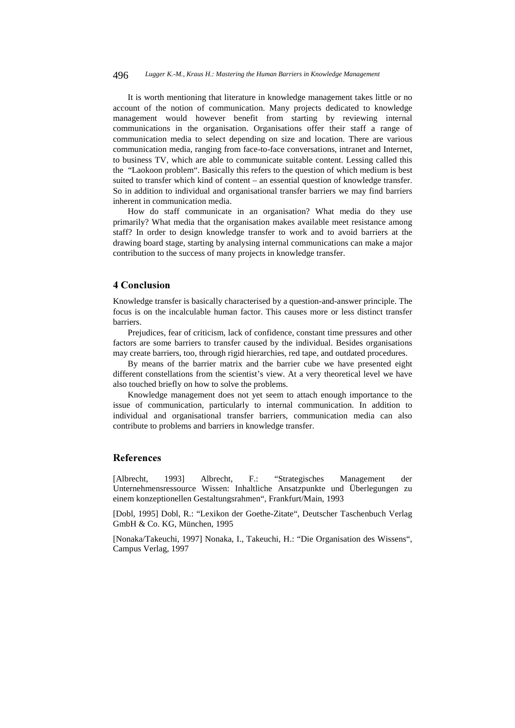It is worth mentioning that literature in knowledge management takes little or no account of the notion of communication. Many projects dedicated to knowledge management would however benefit from starting by reviewing internal communications in the organisation. Organisations offer their staff a range of communication media to select depending on size and location. There are various communication media, ranging from face-to-face conversations, intranet and Internet, to business TV, which are able to communicate suitable content. Lessing called this the "Laokoon problem". Basically this refers to the question of which medium is best suited to transfer which kind of content – an essential question of knowledge transfer. So in addition to individual and organisational transfer barriers we may find barriers inherent in communication media.

How do staff communicate in an organisation? What media do they use primarily? What media that the organisation makes available meet resistance among staff? In order to design knowledge transfer to work and to avoid barriers at the drawing board stage, starting by analysing internal communications can make a major contribution to the success of many projects in knowledge transfer.

## 4 Conclusion

Knowledge transfer is basically characterised by a question-and-answer principle. The focus is on the incalculable human factor. This causes more or less distinct transfer barriers.

Prejudices, fear of criticism, lack of confidence, constant time pressures and other factors are some barriers to transfer caused by the individual. Besides organisations may create barriers, too, through rigid hierarchies, red tape, and outdated procedures.

By means of the barrier matrix and the barrier cube we have presented eight different constellations from the scientist's view. At a very theoretical level we have also touched briefly on how to solve the problems.

Knowledge management does not yet seem to attach enough importance to the issue of communication, particularly to internal communication. In addition to individual and organisational transfer barriers, communication media can also contribute to problems and barriers in knowledge transfer.

## References

[Albrecht, 1993] Albrecht, F.: "Strategisches Management der Unternehmensressource Wissen: Inhaltliche Ansatzpunkte und Überlegungen zu einem konzeptionellen Gestaltungsrahmen", Frankfurt/Main, 1993

[Dobl, 1995] Dobl, R.: "Lexikon der Goethe-Zitate", Deutscher Taschenbuch Verlag GmbH & Co. KG, München, 1995

[Nonaka/Takeuchi, 1997] Nonaka, I., Takeuchi, H.: "Die Organisation des Wissens", Campus Verlag, 1997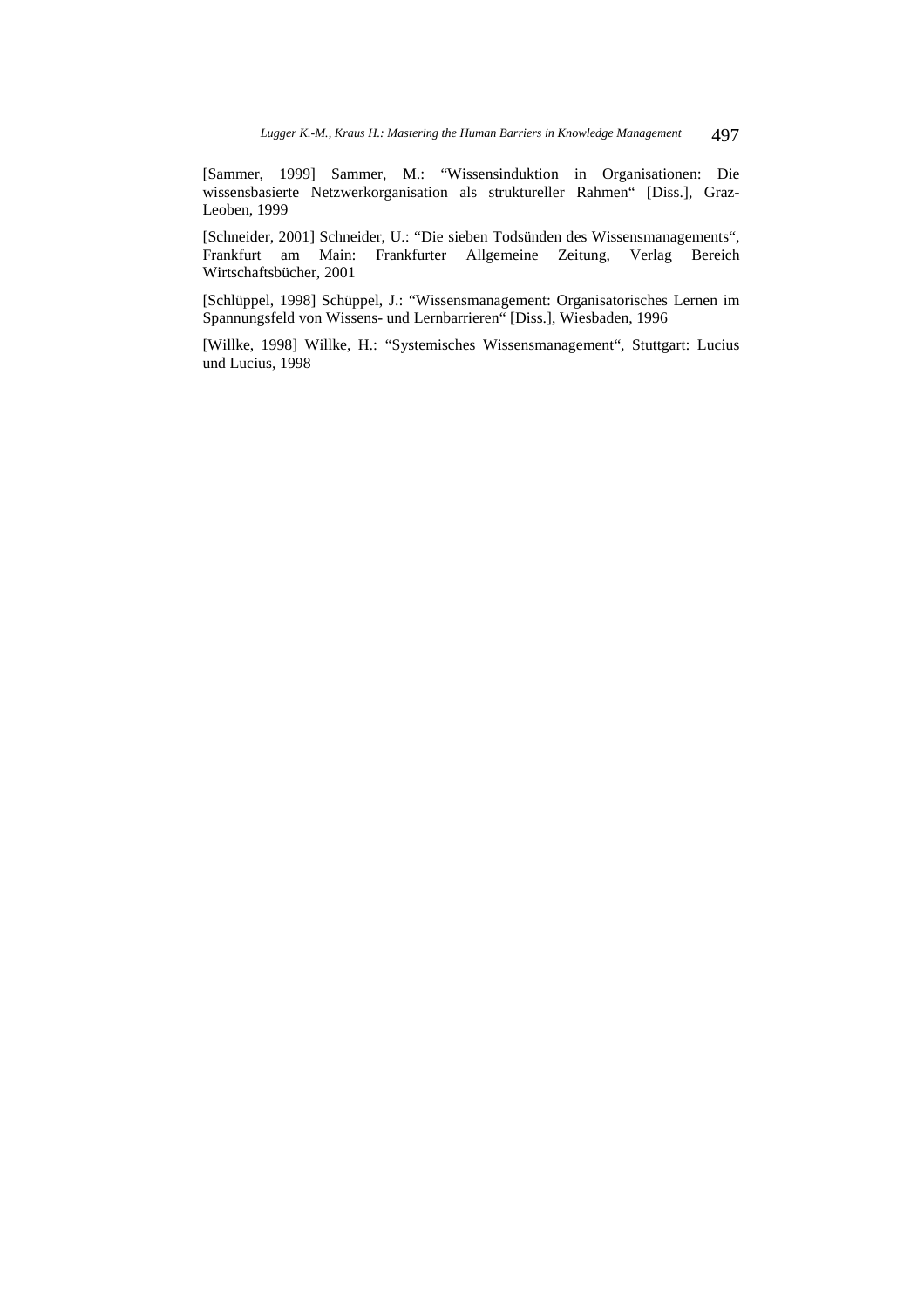[Sammer, 1999] Sammer, M.: “Wissensinduktion in Organisationen: Die wissensbasierte Netzwerkorganisation als struktureller Rahmen“ [Diss.], Graz-Leoben, 1999

[Schneider, 2001] Schneider, U.: “Die sieben Todsünden des Wissensmanagements“, Frankfurt am Main: Frankfurter Allgemeine Zeitung, Verlag Bereich Wirtschaftsbücher, 2001

[Schlüppel, 1998] Schüppel, J.: “Wissensmanagement: Organisatorisches Lernen im Spannungsfeld von Wissens- und Lernbarrieren“ [Diss.], Wiesbaden, 1996

[Willke, 1998] Willke, H.: “Systemisches Wissensmanagement“, Stuttgart: Lucius und Lucius, 1998